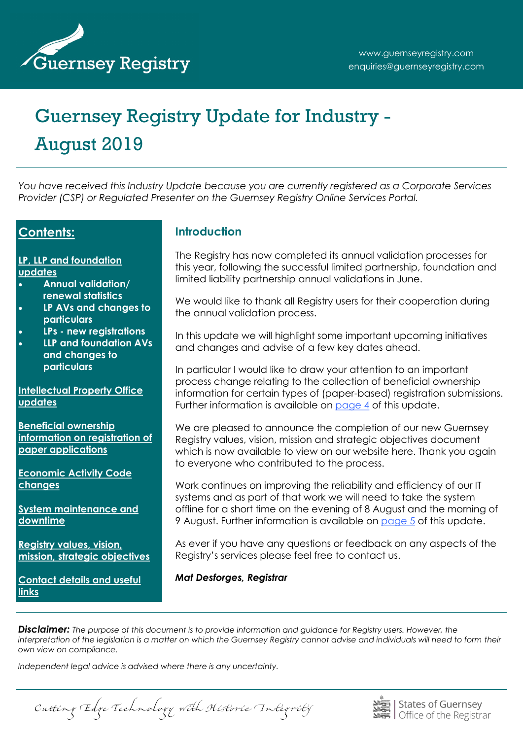Guernsey Registry

www.guernseyregistry.com
enquiries@guernseyregistry.com

# Guernsey Registry Update for Industry - August 2019

*You have received this Industry Update because you are currently registered as a Corporate Services Provider (CSP) or Regulated Presenter on the Guernsey Registry Online Services Portal.*

## Contents:

**LP, LLP and foundation updates**

- **Annual validation/ renewal statistics**
- **LP AVs and changes to particulars**
- **LPs - new registrations**
- **LLP and foundation AVs and changes to particulars**

**Intellectual Property Office updates**

**Beneficial ownership information on registration of paper applications**

**Economic Activity Code changes**

**System maintenance and downtime**

**Registry values, vision, mission, strategic objectives**

**Contact details and useful links**

## Introduction

The Registry has now completed its annual validation processes for this year, following the successful limited partnership, foundation and limited liability partnership annual validations in June.

We would like to thank all Registry users for their cooperation during the annual validation process.

In this update we will highlight some important upcoming initiatives and changes and advise of a few key dates ahead.

In particular I would like to draw your attention to an important process change relating to the collection of beneficial ownership information for certain types of (paper-based) registration submissions. Further information is available on page 4 of this update.

We are pleased to announce the completion of our new Guernsey Registry values, vision, mission and strategic objectives document which is now available to view on our website here. Thank you again to everyone who contributed to the process.

Work continues on improving the reliability and efficiency of our IT systems and as part of that work we will need to take the system offline for a short time on the evening of 8 August and the morning of 9 August. Further information is available on page 5 of this update.

As ever if you have any questions or feedback on any aspects of the Registry's services please feel free to contact us.

***Mat Desforges, Registrar***

***Disclaimer:*** *The purpose of this document is to provide information and guidance for Registry users. However, the interpretation of the legislation is a matter on which the Guernsey Registry cannot advise and individuals will need to form their own view on compliance.*

*Independent legal advice is advised where there is any uncertainty.*

*Cutting Edge Technology with Historic Integrity*

States of Guernsey
Office of the Registrar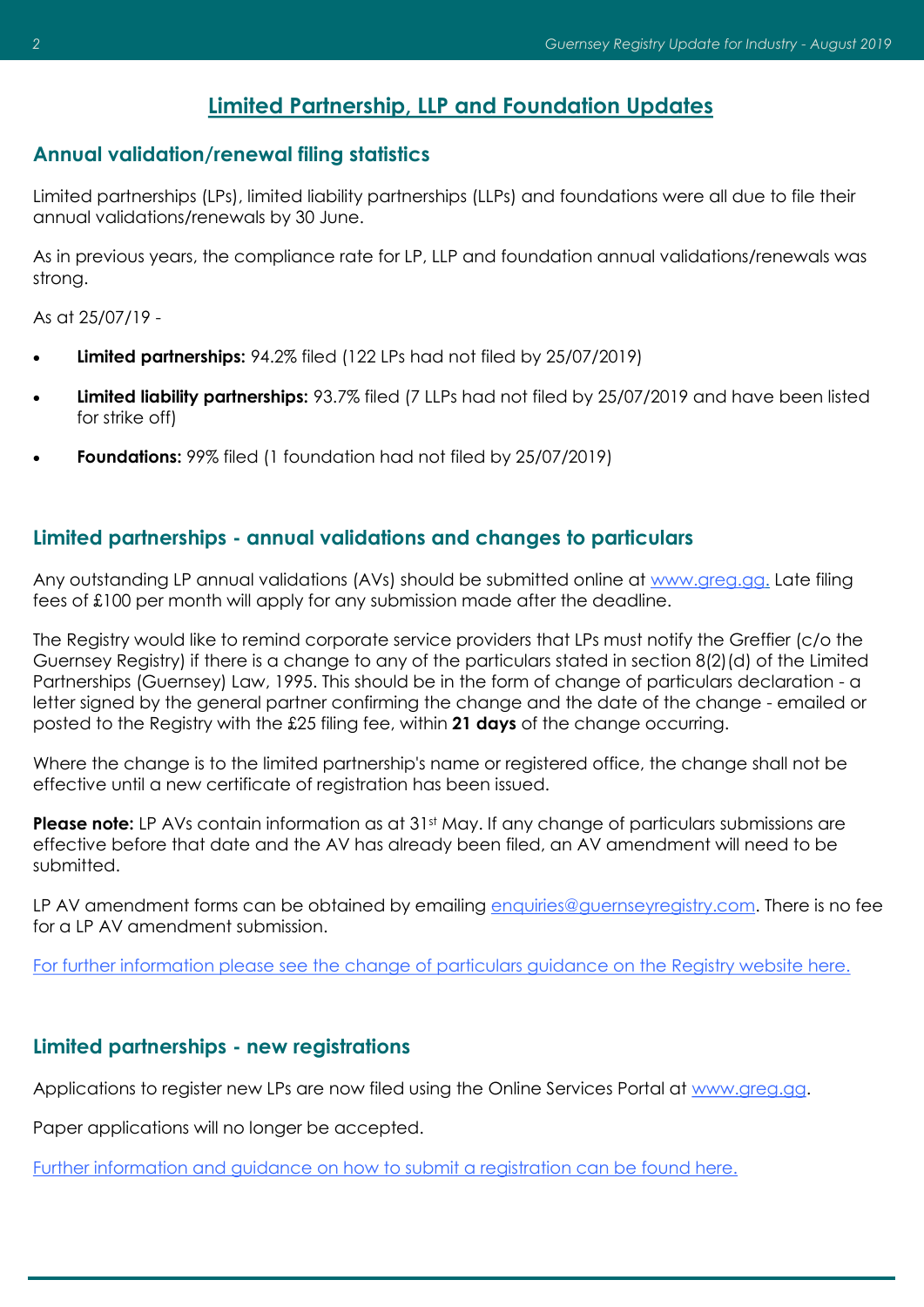# Limited Partnership, LLP and Foundation Updates

## Annual validation/renewal filing statistics

Limited partnerships (LPs), limited liability partnerships (LLPs) and foundations were all due to file their annual validations/renewals by 30 June.

As in previous years, the compliance rate for LP, LLP and foundation annual validations/renewals was strong.

As at 25/07/19 -

- **Limited partnerships:** 94.2% filed (122 LPs had not filed by 25/07/2019)
- **Limited liability partnerships:** 93.7% filed (7 LLPs had not filed by 25/07/2019 and have been listed for strike off)
- **Foundations:** 99% filed (1 foundation had not filed by 25/07/2019)

## Limited partnerships - annual validations and changes to particulars

Any outstanding LP annual validations (AVs) should be submitted online at [www.greg.gg.](www.greg.gg) Late filing fees of £100 per month will apply for any submission made after the deadline.

The Registry would like to remind corporate service providers that LPs must notify the Greffier (c/o the Guernsey Registry) if there is a change to any of the particulars stated in section 8(2)(d) of the Limited Partnerships (Guernsey) Law, 1995. This should be in the form of change of particulars declaration - a letter signed by the general partner confirming the change and the date of the change - emailed or posted to the Registry with the £25 filing fee, within **21 days** of the change occurring.

Where the change is to the limited partnership's name or registered office, the change shall not be effective until a new certificate of registration has been issued.

**Please note:** LP AVs contain information as at 31st May. If any change of particulars submissions are effective before that date and the AV has already been filed, an AV amendment will need to be submitted.

LP AV amendment forms can be obtained by emailing [enquiries@guernseyregistry.com](mailto:enquiries@guernseyregistry.com). There is no fee for a LP AV amendment submission.

For further information please see the change of particulars guidance on the Registry website here.

## Limited partnerships - new registrations

Applications to register new LPs are now filed using the Online Services Portal at [www.greg.gg](www.greg.gg).

Paper applications will no longer be accepted.

Further information and guidance on how to submit a registration can be found here.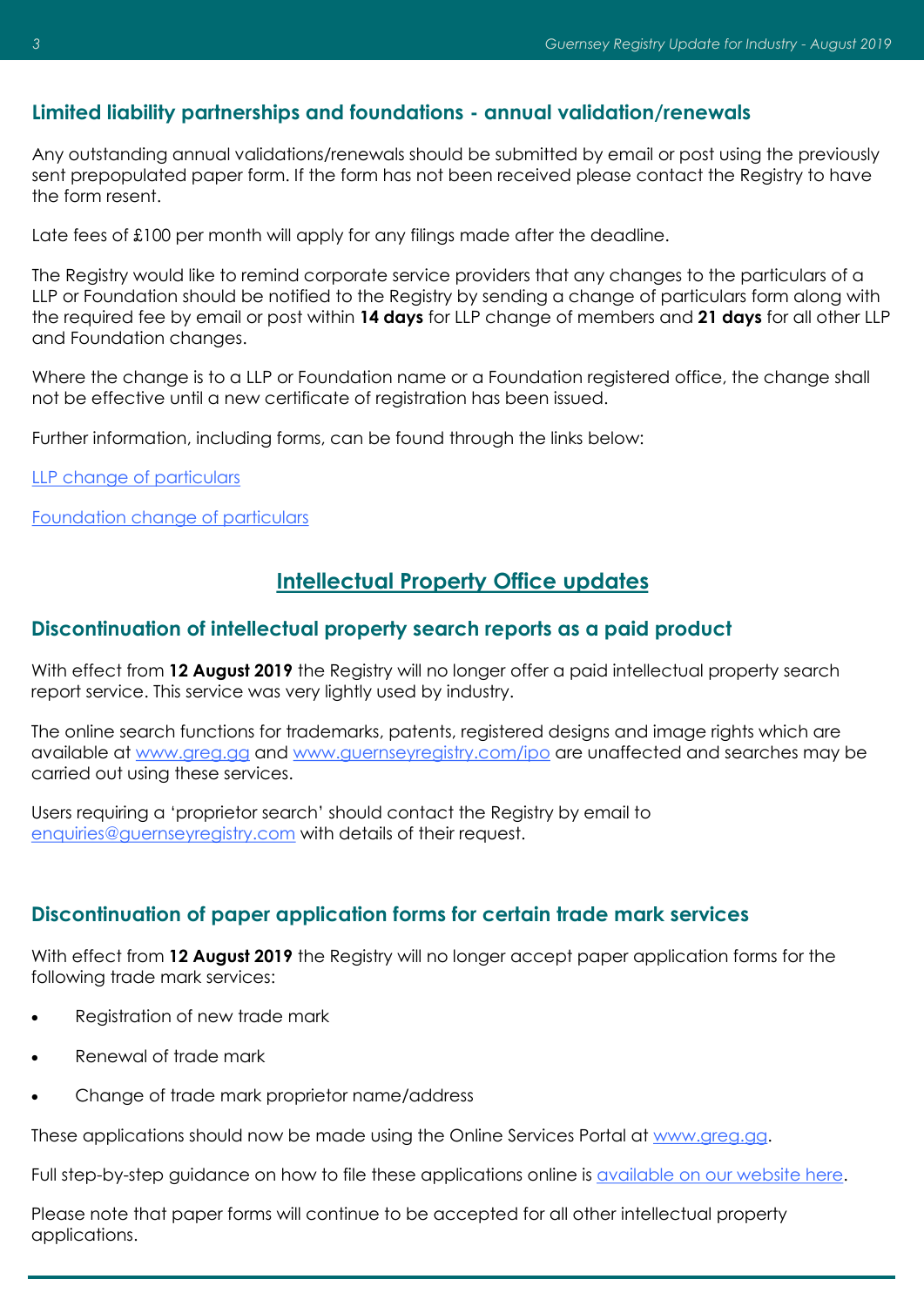### Limited liability partnerships and foundations - annual validation/renewals

Any outstanding annual validations/renewals should be submitted by email or post using the previously sent prepopulated paper form. If the form has not been received please contact the Registry to have the form resent.

Late fees of £100 per month will apply for any filings made after the deadline.

The Registry would like to remind corporate service providers that any changes to the particulars of a LLP or Foundation should be notified to the Registry by sending a change of particulars form along with the required fee by email or post within **14 days** for LLP change of members and **21 days** for all other LLP and Foundation changes.

Where the change is to a LLP or Foundation name or a Foundation registered office, the change shall not be effective until a new certificate of registration has been issued.

Further information, including forms, can be found through the links below:

LLP change of particulars

Foundation change of particulars

## Intellectual Property Office updates

### Discontinuation of intellectual property search reports as a paid product

With effect from **12 August 2019** the Registry will no longer offer a paid intellectual property search report service. This service was very lightly used by industry.

The online search functions for trademarks, patents, registered designs and image rights which are available at www.greg.gg and www.guernseyregistry.com/ipo are unaffected and searches may be carried out using these services.

Users requiring a 'proprietor search' should contact the Registry by email to enquiries@guernseyregistry.com with details of their request.

### Discontinuation of paper application forms for certain trade mark services

With effect from **12 August 2019** the Registry will no longer accept paper application forms for the following trade mark services:

- Registration of new trade mark
- Renewal of trade mark
- Change of trade mark proprietor name/address

These applications should now be made using the Online Services Portal at www.greg.gg.

Full step-by-step guidance on how to file these applications online is available on our website here.

Please note that paper forms will continue to be accepted for all other intellectual property applications.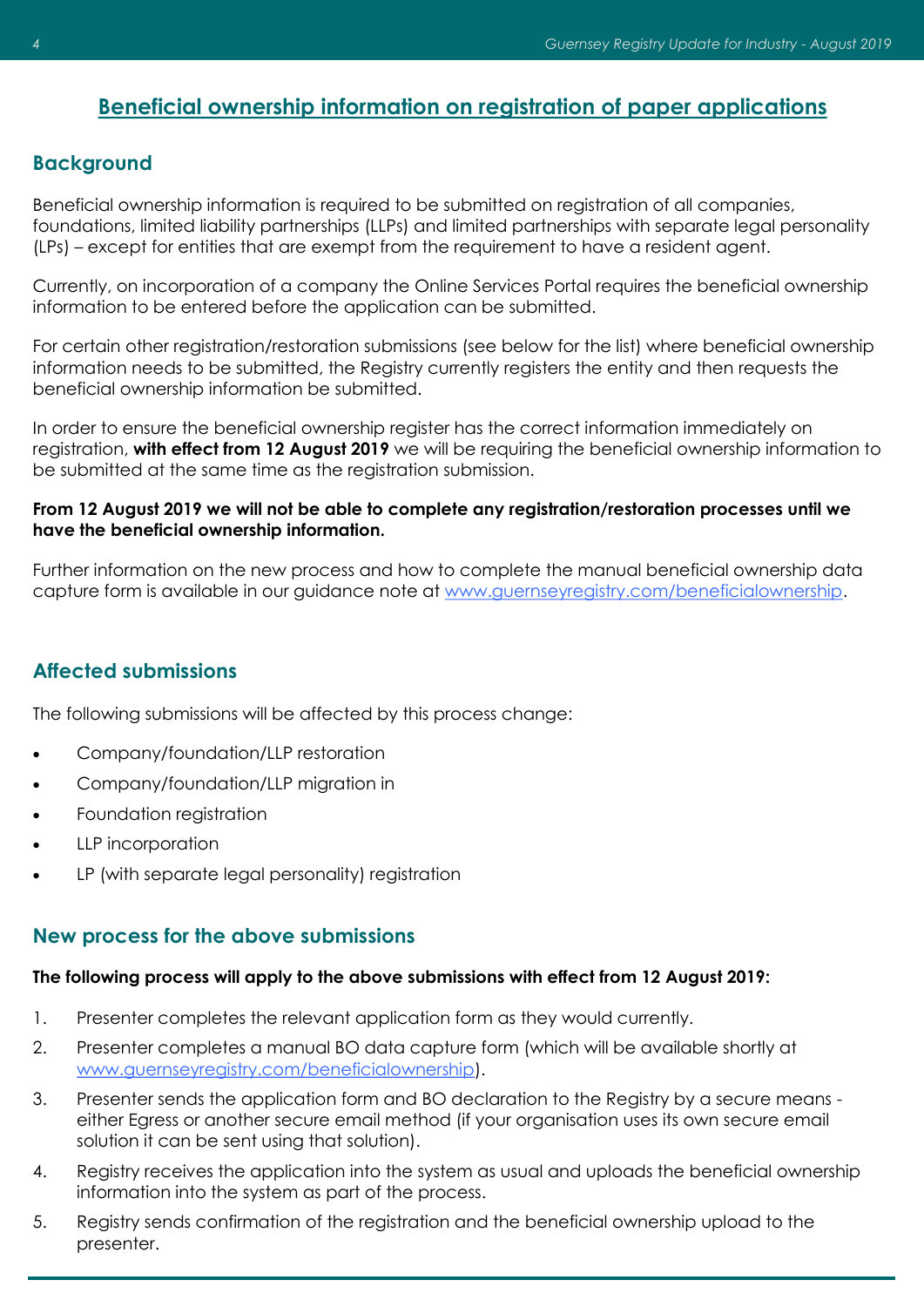# Beneficial ownership information on registration of paper applications

## Background

Beneficial ownership information is required to be submitted on registration of all companies, foundations, limited liability partnerships (LLPs) and limited partnerships with separate legal personality (LPs) – except for entities that are exempt from the requirement to have a resident agent.

Currently, on incorporation of a company the Online Services Portal requires the beneficial ownership information to be entered before the application can be submitted.

For certain other registration/restoration submissions (see below for the list) where beneficial ownership information needs to be submitted, the Registry currently registers the entity and then requests the beneficial ownership information be submitted.

In order to ensure the beneficial ownership register has the correct information immediately on registration, **with effect from 12 August 2019** we will be requiring the beneficial ownership information to be submitted at the same time as the registration submission.

**From 12 August 2019 we will not be able to complete any registration/restoration processes until we have the beneficial ownership information.**

Further information on the new process and how to complete the manual beneficial ownership data capture form is available in our guidance note at [www.guernseyregistry.com/beneficialownership](www.guernseyregistry.com/beneficialownership).

## Affected submissions

The following submissions will be affected by this process change:

- Company/foundation/LLP restoration
- Company/foundation/LLP migration in
- Foundation registration
- LLP incorporation
- LP (with separate legal personality) registration

## New process for the above submissions

**The following process will apply to the above submissions with effect from 12 August 2019:**

1. Presenter completes the relevant application form as they would currently.
2. Presenter completes a manual BO data capture form (which will be available shortly at [www.guernseyregistry.com/beneficialownership](www.guernseyregistry.com/beneficialownership)).
3. Presenter sends the application form and BO declaration to the Registry by a secure means - either Egress or another secure email method (if your organisation uses its own secure email solution it can be sent using that solution).
4. Registry receives the application into the system as usual and uploads the beneficial ownership information into the system as part of the process.
5. Registry sends confirmation of the registration and the beneficial ownership upload to the presenter.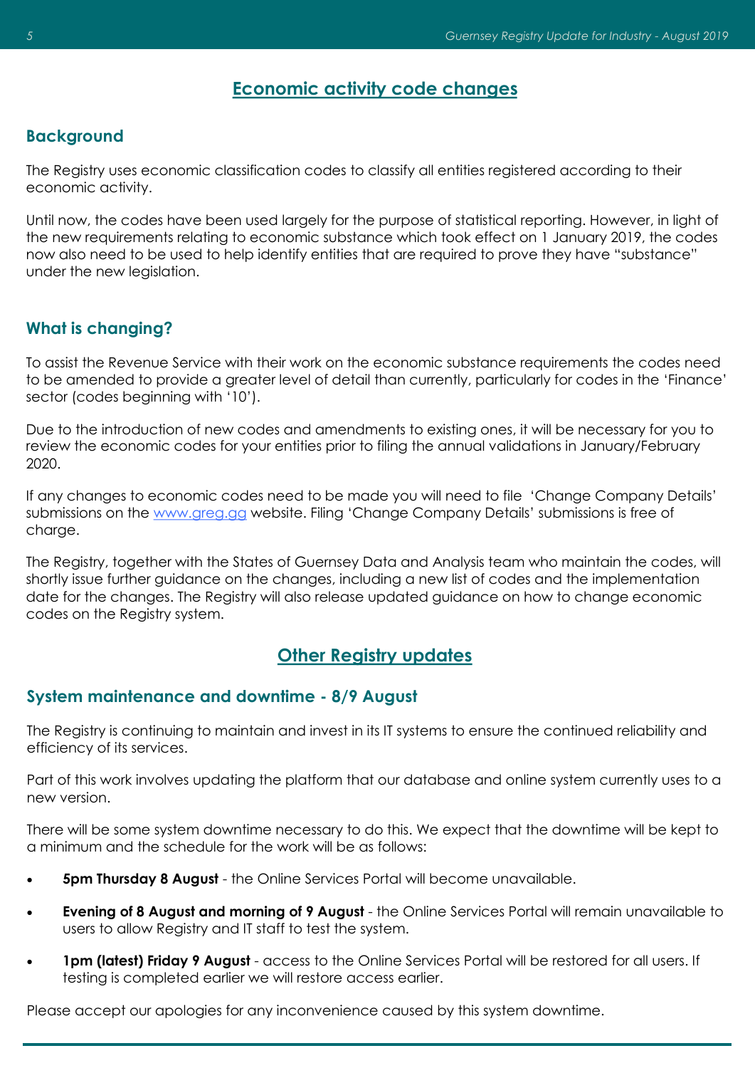## Economic activity code changes

### Background

The Registry uses economic classification codes to classify all entities registered according to their economic activity.

Until now, the codes have been used largely for the purpose of statistical reporting. However, in light of the new requirements relating to economic substance which took effect on 1 January 2019, the codes now also need to be used to help identify entities that are required to prove they have "substance" under the new legislation.

### What is changing?

To assist the Revenue Service with their work on the economic substance requirements the codes need to be amended to provide a greater level of detail than currently, particularly for codes in the 'Finance' sector (codes beginning with '10').

Due to the introduction of new codes and amendments to existing ones, it will be necessary for you to review the economic codes for your entities prior to filing the annual validations in January/February 2020.

If any changes to economic codes need to be made you will need to file 'Change Company Details' submissions on the [www.greg.gg](www.greg.gg) website. Filing 'Change Company Details' submissions is free of charge.

The Registry, together with the States of Guernsey Data and Analysis team who maintain the codes, will shortly issue further guidance on the changes, including a new list of codes and the implementation date for the changes. The Registry will also release updated guidance on how to change economic codes on the Registry system.

## Other Registry updates

### System maintenance and downtime - 8/9 August

The Registry is continuing to maintain and invest in its IT systems to ensure the continued reliability and efficiency of its services.

Part of this work involves updating the platform that our database and online system currently uses to a new version.

There will be some system downtime necessary to do this. We expect that the downtime will be kept to a minimum and the schedule for the work will be as follows:

- **5pm Thursday 8 August** - the Online Services Portal will become unavailable.
- **Evening of 8 August and morning of 9 August** - the Online Services Portal will remain unavailable to users to allow Registry and IT staff to test the system.
- **1pm (latest) Friday 9 August** - access to the Online Services Portal will be restored for all users. If testing is completed earlier we will restore access earlier.

Please accept our apologies for any inconvenience caused by this system downtime.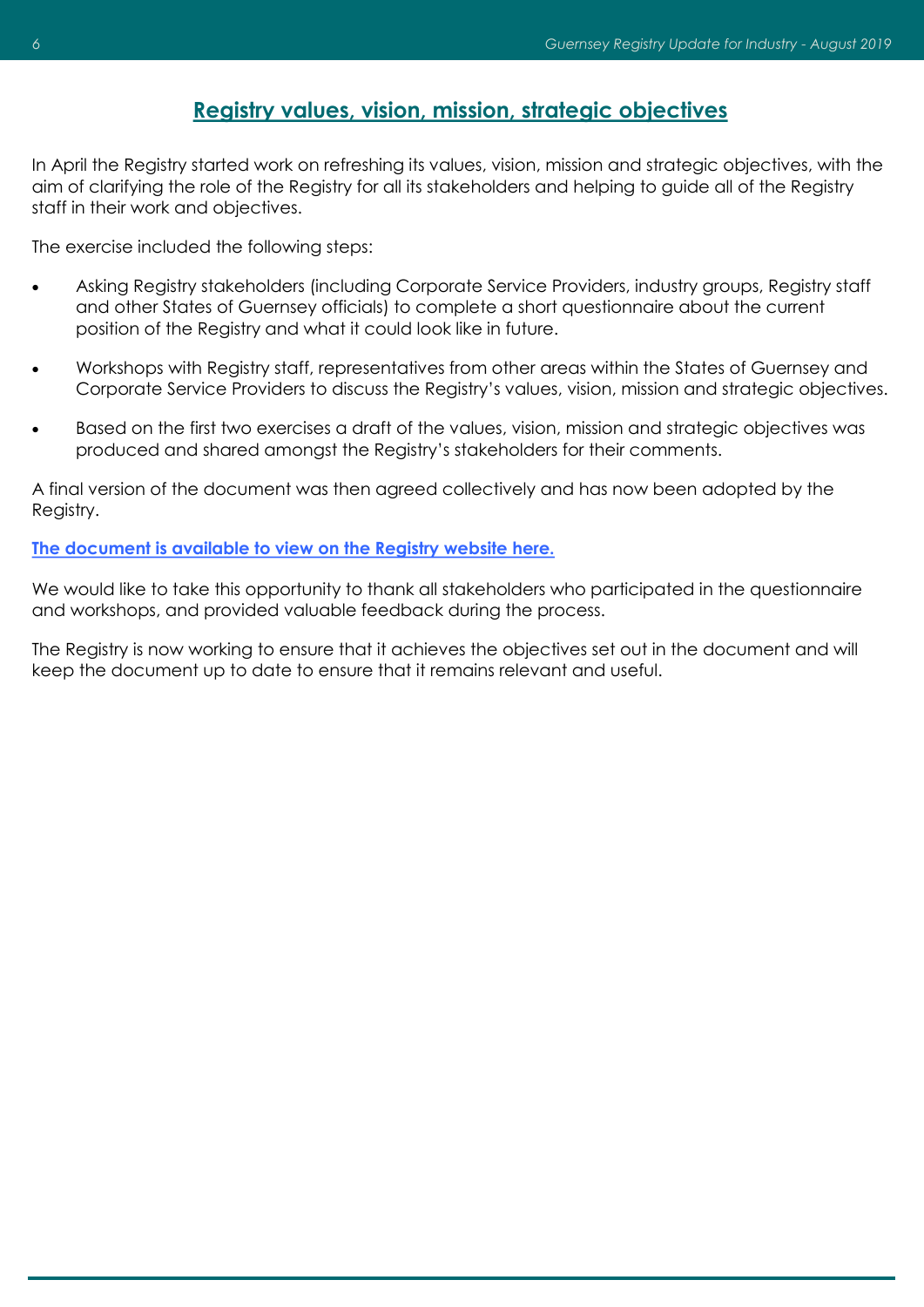## Registry values, vision, mission, strategic objectives

In April the Registry started work on refreshing its values, vision, mission and strategic objectives, with the aim of clarifying the role of the Registry for all its stakeholders and helping to guide all of the Registry staff in their work and objectives.

The exercise included the following steps:

- Asking Registry stakeholders (including Corporate Service Providers, industry groups, Registry staff and other States of Guernsey officials) to complete a short questionnaire about the current position of the Registry and what it could look like in future.
- Workshops with Registry staff, representatives from other areas within the States of Guernsey and Corporate Service Providers to discuss the Registry's values, vision, mission and strategic objectives.
- Based on the first two exercises a draft of the values, vision, mission and strategic objectives was produced and shared amongst the Registry's stakeholders for their comments.

A final version of the document was then agreed collectively and has now been adopted by the Registry.

**The document is available to view on the Registry website here.**

We would like to take this opportunity to thank all stakeholders who participated in the questionnaire and workshops, and provided valuable feedback during the process.

The Registry is now working to ensure that it achieves the objectives set out in the document and will keep the document up to date to ensure that it remains relevant and useful.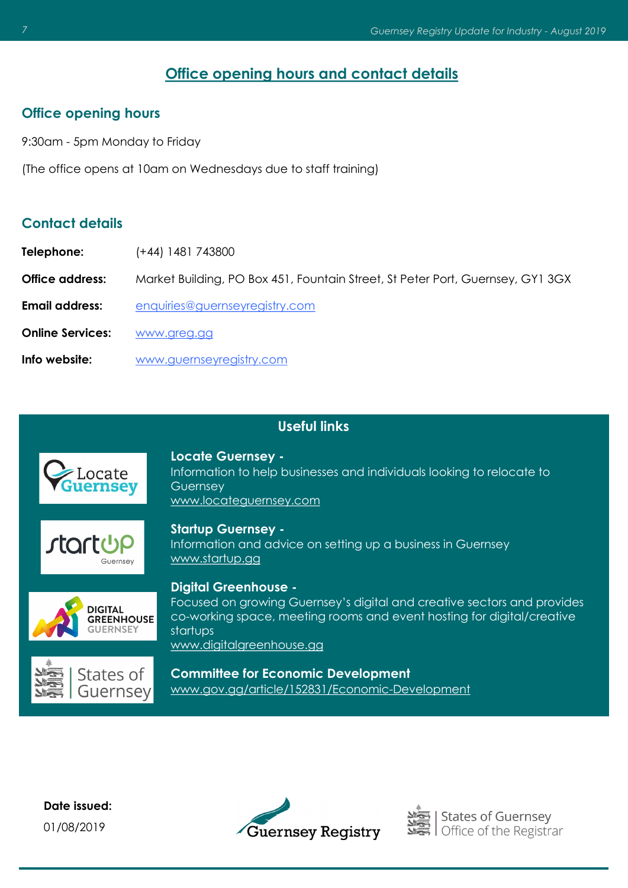# Office opening hours and contact details

## Office opening hours

9:30am - 5pm Monday to Friday

(The office opens at 10am on Wednesdays due to staff training)

## Contact details

| | |
|---|---|
| **Telephone:** | (+44) 1481 743800 |
| **Office address:** | Market Building, PO Box 451, Fountain Street, St Peter Port, Guernsey, GY1 3GX |
| **Email address:** | enquiries@guernseyregistry.com |
| **Online Services:** | www.greg.gg |
| **Info website:** | www.guernseyregistry.com |

## Useful links

**Locate Guernsey -**
Information to help businesses and individuals looking to relocate to Guernsey
www.locateguernsey.com

**Startup Guernsey -**
Information and advice on setting up a business in Guernsey
www.startup.gg

**Digital Greenhouse -**
Focused on growing Guernsey's digital and creative sectors and provides co-working space, meeting rooms and event hosting for digital/creative startups
www.digitalgreenhouse.gg

**Committee for Economic Development**
www.gov.gg/article/152831/Economic-Development

**Date issued:**
01/08/2019

Guernsey Registry

States of Guernsey
Office of the Registrar